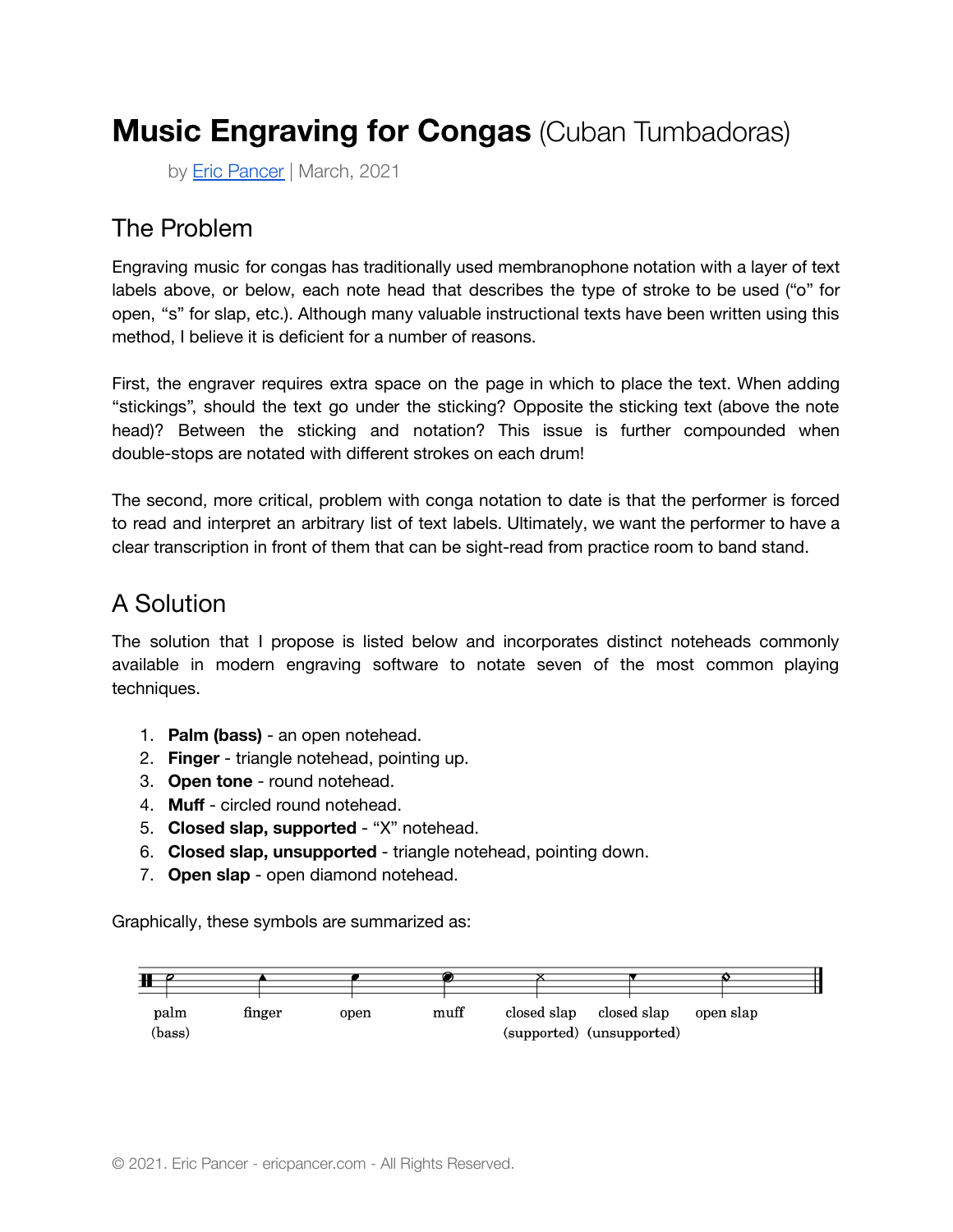# **Music Engraving for Congas** (Cuban Tumbadoras)

by [Eric Pancer](https://ericpancer.com) | March, 2021

## The Problem

Engraving music for congas has traditionally used membranophone notation with a layer of text labels above, or below, each note head that describes the type of stroke to be used ("o" for open, "s" for slap, etc.). Although many valuable instructional texts have been written using this method, I believe it is deficient for a number of reasons.

First, the engraver requires extra space on the page in which to place the text. When adding "stickings", should the text go under the sticking? Opposite the sticking text (above the note head)? Between the sticking and notation? This issue is further compounded when double-stops are notated with different strokes on each drum!

The second, more critical, problem with conga notation to date is that the performer is forced to read and interpret an arbitrary list of text labels. Ultimately, we want the performer to have a clear transcription in front of them that can be sight-read from practice room to band stand.

## A Solution

The solution that I propose is listed below and incorporates distinct noteheads commonly available in modern engraving software to notate seven of the most common playing techniques.

1. **Palm (bass)** - an open notehead.
2. **Finger** - triangle notehead, pointing up.
3. **Open tone** - round notehead.
4. **Muff** - circled round notehead.
5. **Closed slap, supported** - "X" notehead.
6. **Closed slap, unsupported** - triangle notehead, pointing down.
7. **Open slap** - open diamond notehead.

Graphically, these symbols are summarized as:

palm (bass) | finger | open | muff | closed slap (supported) | closed slap (unsupported) | open slap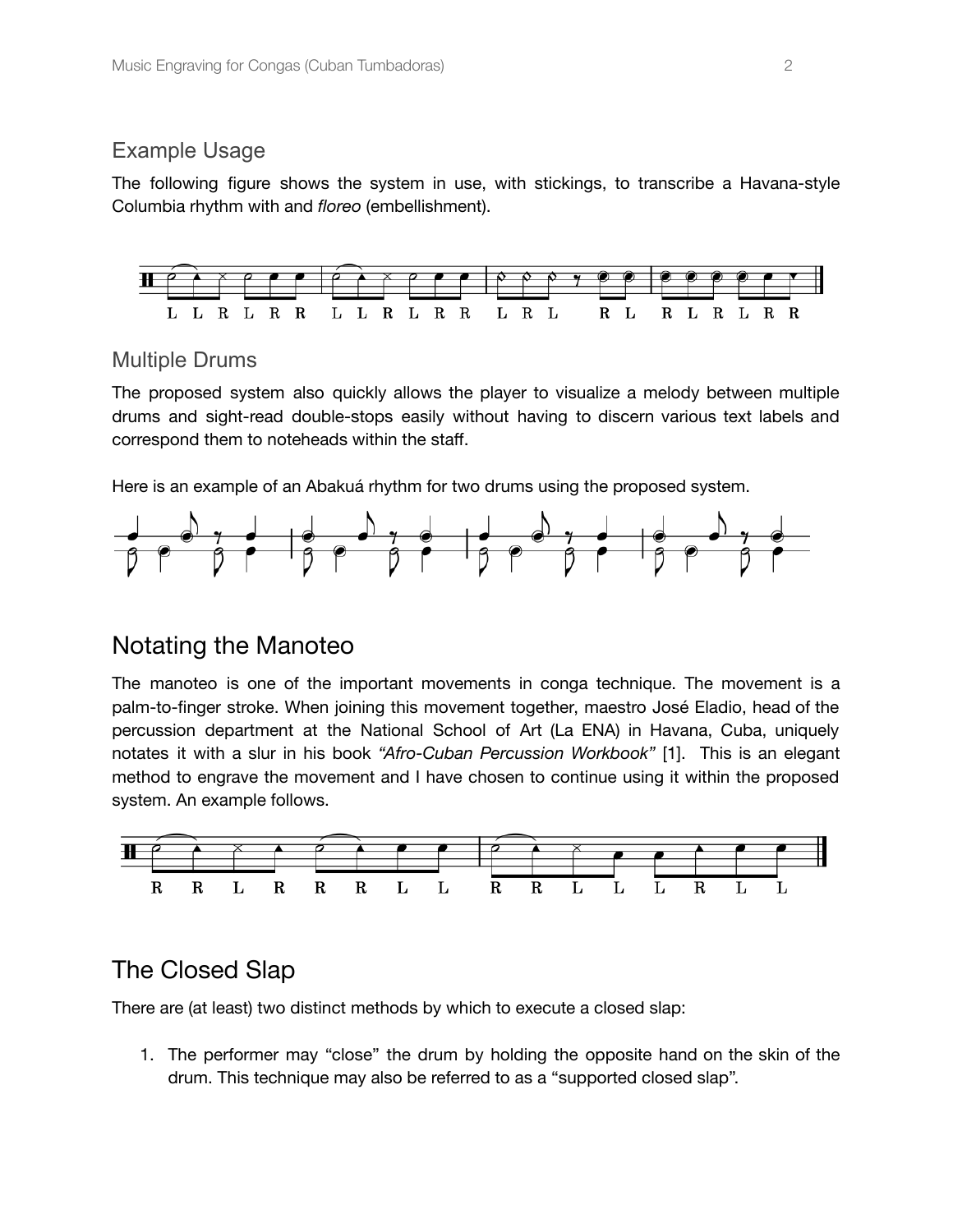### Example Usage

The following figure shows the system in use, with stickings, to transcribe a Havana-style Columbia rhythm with and *floreo* (embellishment).

### Multiple Drums

The proposed system also quickly allows the player to visualize a melody between multiple drums and sight-read double-stops easily without having to discern various text labels and correspond them to noteheads within the staff.

Here is an example of an Abakuá rhythm for two drums using the proposed system.

## Notating the Manoteo

The manoteo is one of the important movements in conga technique. The movement is a palm-to-finger stroke. When joining this movement together, maestro José Eladio, head of the percussion department at the National School of Art (La ENA) in Havana, Cuba, uniquely notates it with a slur in his book *"Afro-Cuban Percussion Workbook"* [1]. This is an elegant method to engrave the movement and I have chosen to continue using it within the proposed system. An example follows.

## The Closed Slap

There are (at least) two distinct methods by which to execute a closed slap:

1. The performer may "close" the drum by holding the opposite hand on the skin of the drum. This technique may also be referred to as a "supported closed slap".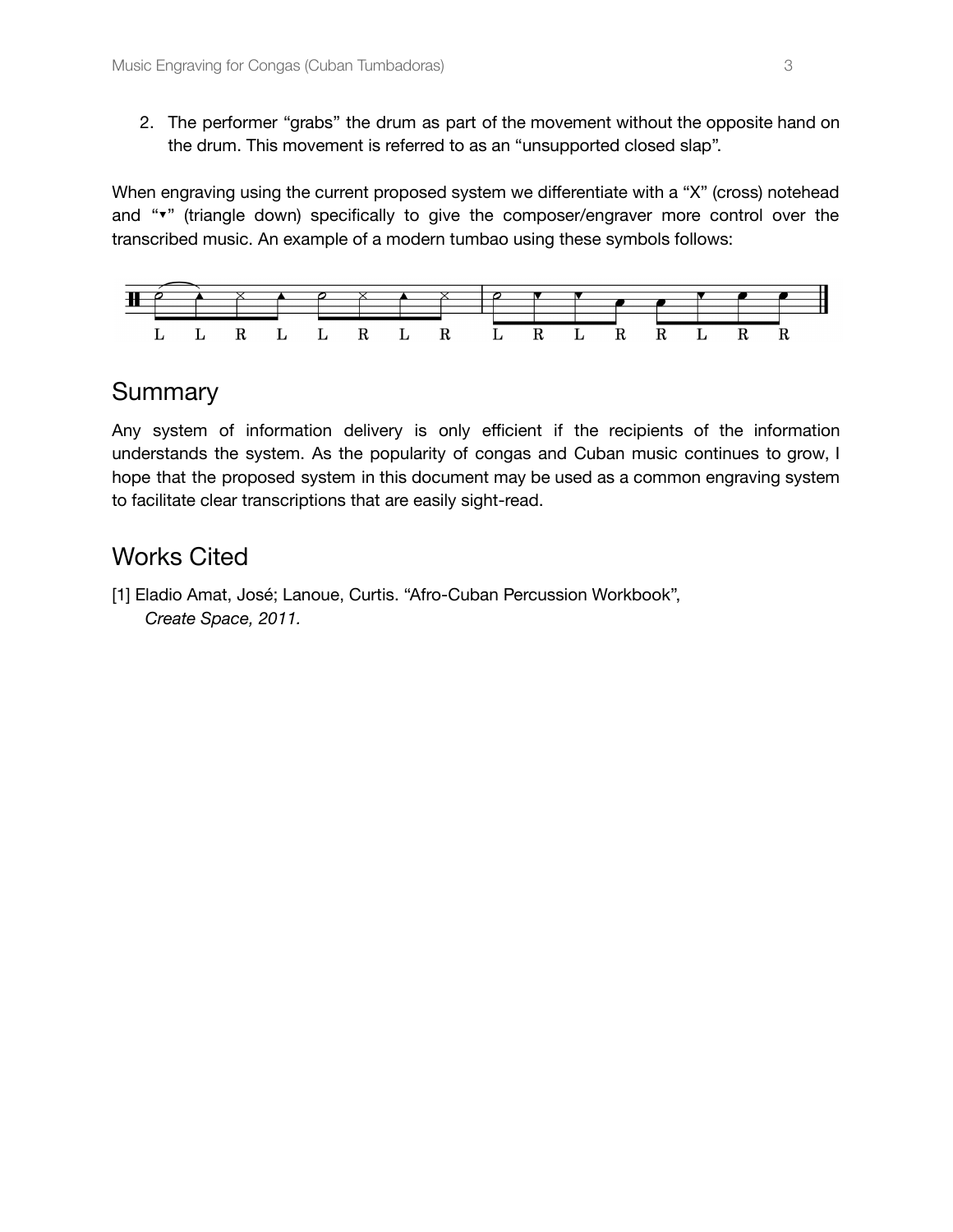2. The performer “grabs” the drum as part of the movement without the opposite hand on the drum. This movement is referred to as an “unsupported closed slap”.

When engraving using the current proposed system we differentiate with a “X” (cross) notehead and “▾” (triangle down) specifically to give the composer/engraver more control over the transcribed music. An example of a modern tumbao using these symbols follows:

L L R L L R L R L R L R R L R R

## Summary

Any system of information delivery is only efficient if the recipients of the information understands the system. As the popularity of congas and Cuban music continues to grow, I hope that the proposed system in this document may be used as a common engraving system to facilitate clear transcriptions that are easily sight-read.

## Works Cited

[1] Eladio Amat, José; Lanoue, Curtis. “Afro-Cuban Percussion Workbook”, *Create Space, 2011.*